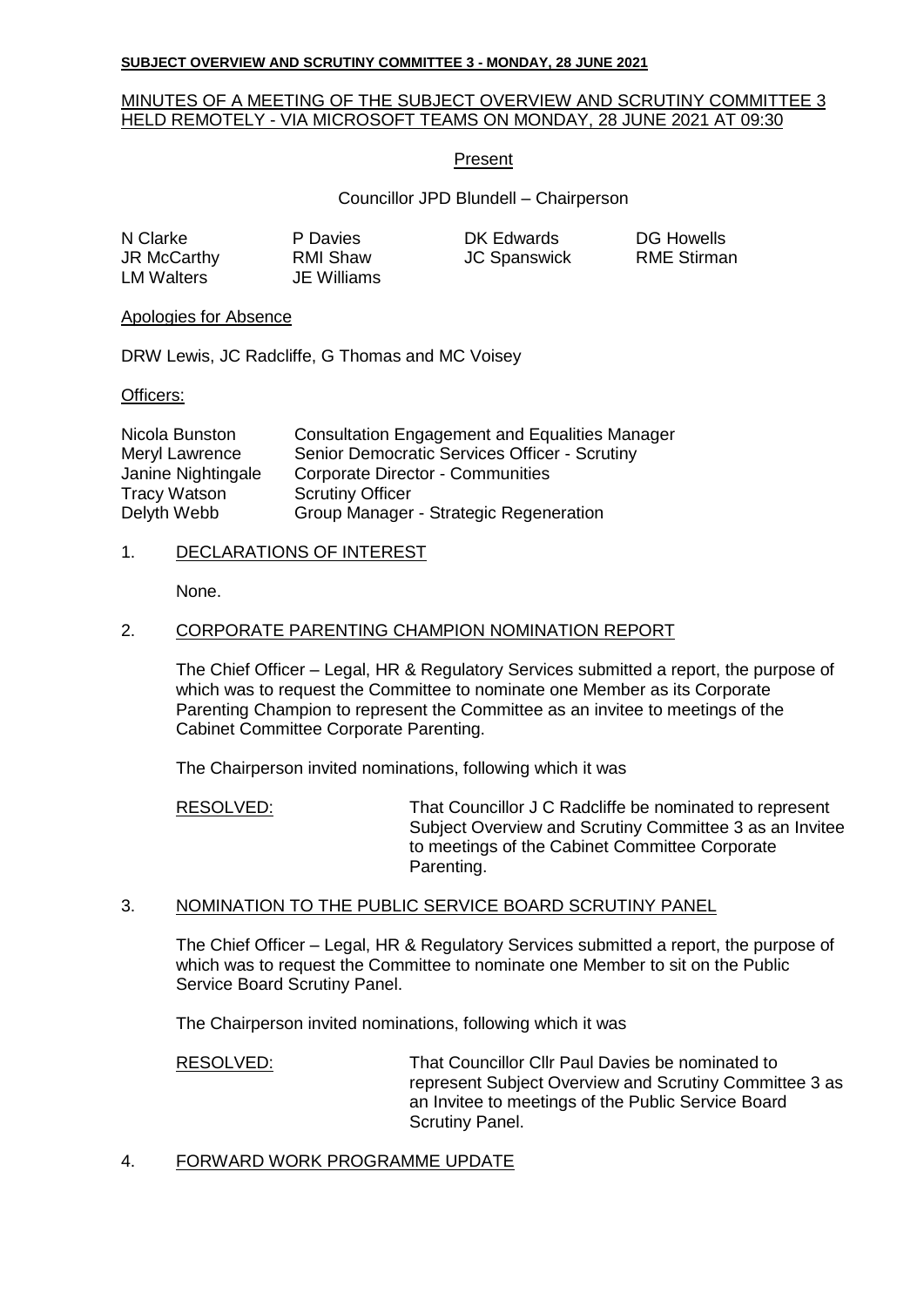**SUBJECT OVERVIEW AND SCRUTINY COMMITTEE 3 - MONDAY, 28 JUNE 2021**

MINUTES OF A MEETING OF THE SUBJECT OVERVIEW AND SCRUTINY COMMITTEE 3 HELD REMOTELY - VIA MICROSOFT TEAMS ON MONDAY, 28 JUNE 2021 AT 09:30

Present

Councillor JPD Blundell – Chairperson

| | | | |
|---|---|---|---|
| N Clarke | P Davies | DK Edwards | DG Howells |
| JR McCarthy | RMI Shaw | JC Spanswick | RME Stirman |
| LM Walters | JE Williams | | |

Apologies for Absence

DRW Lewis, JC Radcliffe, G Thomas and MC Voisey

Officers:

| | |
|---|---|
| Nicola Bunston | Consultation Engagement and Equalities Manager |
| Meryl Lawrence | Senior Democratic Services Officer - Scrutiny |
| Janine Nightingale | Corporate Director - Communities |
| Tracy Watson | Scrutiny Officer |
| Delyth Webb | Group Manager - Strategic Regeneration |

1. DECLARATIONS OF INTEREST

None.

2. CORPORATE PARENTING CHAMPION NOMINATION REPORT

The Chief Officer – Legal, HR & Regulatory Services submitted a report, the purpose of which was to request the Committee to nominate one Member as its Corporate Parenting Champion to represent the Committee as an invitee to meetings of the Cabinet Committee Corporate Parenting.

The Chairperson invited nominations, following which it was

RESOLVED: That Councillor J C Radcliffe be nominated to represent Subject Overview and Scrutiny Committee 3 as an Invitee to meetings of the Cabinet Committee Corporate Parenting.

3. NOMINATION TO THE PUBLIC SERVICE BOARD SCRUTINY PANEL

The Chief Officer – Legal, HR & Regulatory Services submitted a report, the purpose of which was to request the Committee to nominate one Member to sit on the Public Service Board Scrutiny Panel.

The Chairperson invited nominations, following which it was

RESOLVED: That Councillor Cllr Paul Davies be nominated to represent Subject Overview and Scrutiny Committee 3 as an Invitee to meetings of the Public Service Board Scrutiny Panel.

4. FORWARD WORK PROGRAMME UPDATE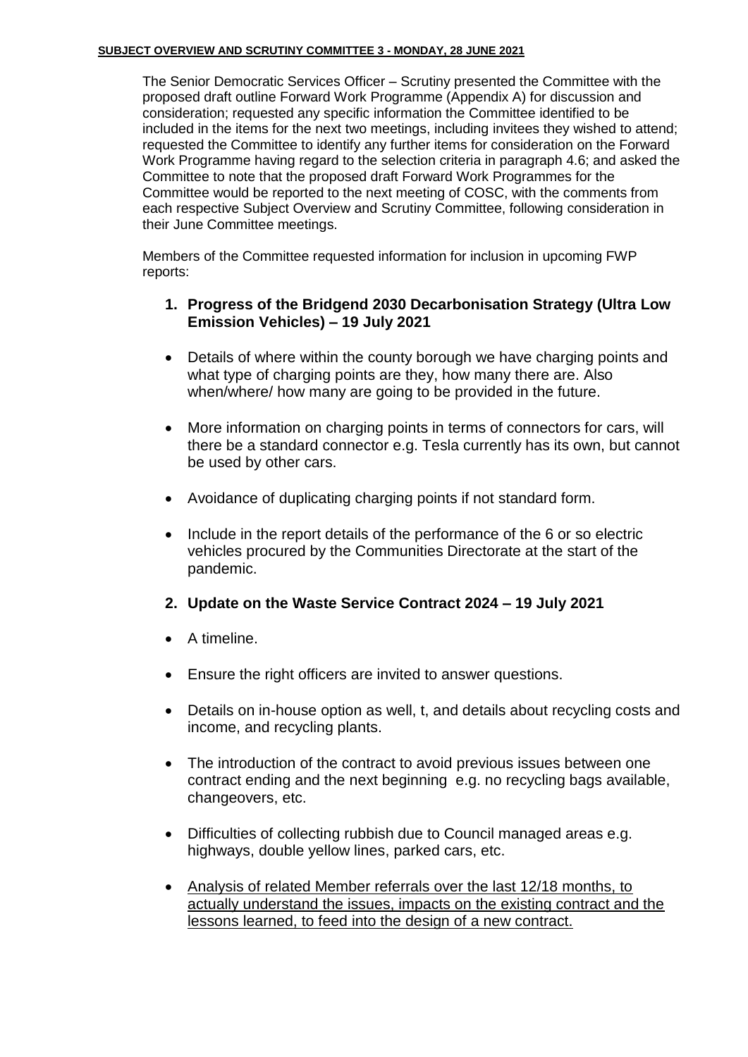The Senior Democratic Services Officer – Scrutiny presented the Committee with the proposed draft outline Forward Work Programme (Appendix A) for discussion and consideration; requested any specific information the Committee identified to be included in the items for the next two meetings, including invitees they wished to attend; requested the Committee to identify any further items for consideration on the Forward Work Programme having regard to the selection criteria in paragraph 4.6; and asked the Committee to note that the proposed draft Forward Work Programmes for the Committee would be reported to the next meeting of COSC, with the comments from each respective Subject Overview and Scrutiny Committee, following consideration in their June Committee meetings.

Members of the Committee requested information for inclusion in upcoming FWP reports:

1. **Progress of the Bridgend 2030 Decarbonisation Strategy (Ultra Low Emission Vehicles) – 19 July 2021**

- Details of where within the county borough we have charging points and what type of charging points are they, how many there are. Also when/where/ how many are going to be provided in the future.
- More information on charging points in terms of connectors for cars, will there be a standard connector e.g. Tesla currently has its own, but cannot be used by other cars.
- Avoidance of duplicating charging points if not standard form.
- Include in the report details of the performance of the 6 or so electric vehicles procured by the Communities Directorate at the start of the pandemic.

2. **Update on the Waste Service Contract 2024 – 19 July 2021**

- A timeline.
- Ensure the right officers are invited to answer questions.
- Details on in-house option as well, t, and details about recycling costs and income, and recycling plants.
- The introduction of the contract to avoid previous issues between one contract ending and the next beginning e.g. no recycling bags available, changeovers, etc.
- Difficulties of collecting rubbish due to Council managed areas e.g. highways, double yellow lines, parked cars, etc.
- <u>Analysis of related Member referrals over the last 12/18 months, to actually understand the issues, impacts on the existing contract and the lessons learned, to feed into the design of a new contract.</u>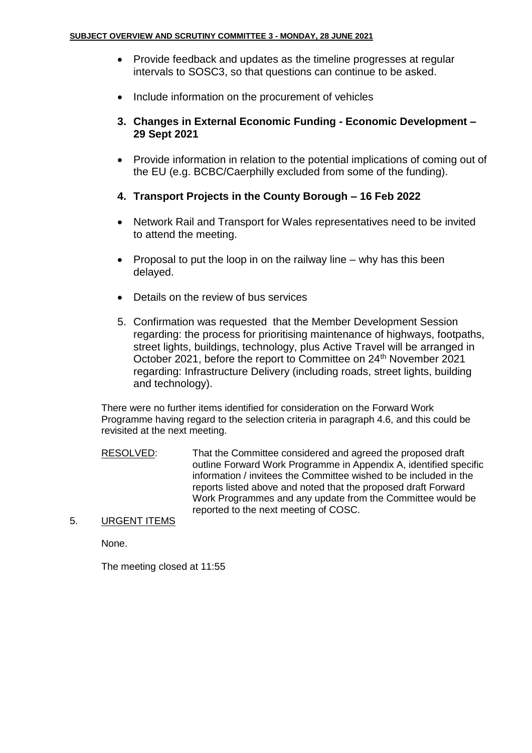- Provide feedback and updates as the timeline progresses at regular intervals to SOSC3, so that questions can continue to be asked.
- Include information on the procurement of vehicles

**3. Changes in External Economic Funding - Economic Development – 29 Sept 2021**

- Provide information in relation to the potential implications of coming out of the EU (e.g. BCBC/Caerphilly excluded from some of the funding).

**4. Transport Projects in the County Borough – 16 Feb 2022**

- Network Rail and Transport for Wales representatives need to be invited to attend the meeting.
- Proposal to put the loop in on the railway line – why has this been delayed.
- Details on the review of bus services

5. Confirmation was requested that the Member Development Session regarding: the process for prioritising maintenance of highways, footpaths, street lights, buildings, technology, plus Active Travel will be arranged in October 2021, before the report to Committee on 24th November 2021 regarding: Infrastructure Delivery (including roads, street lights, building and technology).

There were no further items identified for consideration on the Forward Work Programme having regard to the selection criteria in paragraph 4.6, and this could be revisited at the next meeting.

RESOLVED: That the Committee considered and agreed the proposed draft outline Forward Work Programme in Appendix A, identified specific information / invitees the Committee wished to be included in the reports listed above and noted that the proposed draft Forward Work Programmes and any update from the Committee would be reported to the next meeting of COSC.

5. URGENT ITEMS

None.

The meeting closed at 11:55